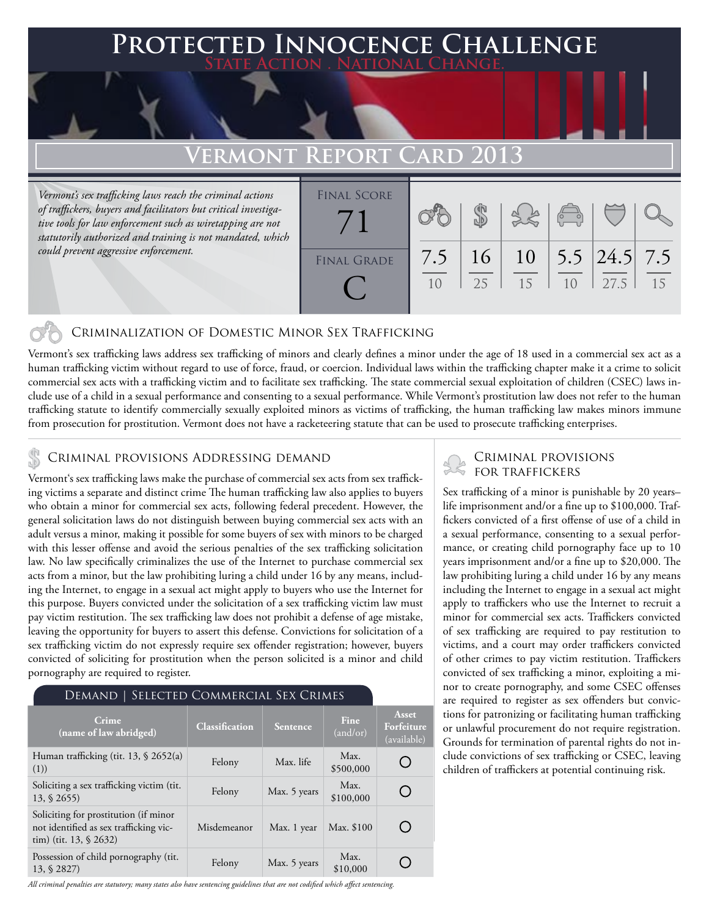# Protected Innocence Challenge

State Action . National Change.

## Vermont Report Card 2013

*Vermont's sex trafficking laws reach the criminal actions of traffickers, buyers and facilitators but critical investigative tools for law enforcement such as wiretapping are not statutorily authorized and training is not mandated, which could prevent aggressive enforcement.*

| Final Score | Final Grade |
|---|---|
| 71 | C |

| Criminalization of Domestic Minor Sex Trafficking | Criminal Provisions Addressing Demand | Criminal Provisions for Traffickers | Criminal Provisions for Facilitators | Protective Provisions for the Child Victims | Criminal Justice Tools for Investigation and Prosecution |
|---|---|---|---|---|---|
| 7.5 / 10 | 16 / 25 | 10 / 15 | 5.5 / 10 | 24.5 / 27.5 | 7.5 / 15 |

### Criminalization of Domestic Minor Sex Trafficking

Vermont's sex trafficking laws address sex trafficking of minors and clearly defines a minor under the age of 18 used in a commercial sex act as a human trafficking victim without regard to use of force, fraud, or coercion. Individual laws within the trafficking chapter make it a crime to solicit commercial sex acts with a trafficking victim and to facilitate sex trafficking. The state commercial sexual exploitation of children (CSEC) laws include use of a child in a sexual performance and consenting to a sexual performance. While Vermont's prostitution law does not refer to the human trafficking statute to identify commercially sexually exploited minors as victims of trafficking, the human trafficking law makes minors immune from prosecution for prostitution. Vermont does not have a racketeering statute that can be used to prosecute trafficking enterprises.

### Criminal provisions Addressing demand

Vermont's sex trafficking laws make the purchase of commercial sex acts from sex trafficking victims a separate and distinct crime The human trafficking law also applies to buyers who obtain a minor for commercial sex acts, following federal precedent. However, the general solicitation laws do not distinguish between buying commercial sex acts with an adult versus a minor, making it possible for some buyers of sex with minors to be charged with this lesser offense and avoid the serious penalties of the sex trafficking solicitation law. No law specifically criminalizes the use of the Internet to purchase commercial sex acts from a minor, but the law prohibiting luring a child under 16 by any means, including the Internet, to engage in a sexual act might apply to buyers who use the Internet for this purpose. Buyers convicted under the solicitation of a sex trafficking victim law must pay victim restitution. The sex trafficking law does not prohibit a defense of age mistake, leaving the opportunity for buyers to assert this defense. Convictions for solicitation of a sex trafficking victim do not expressly require sex offender registration; however, buyers convicted of soliciting for prostitution when the person solicited is a minor and child pornography are required to register.

#### Demand | Selected Commercial Sex Crimes

| Crime (name of law abridged) | Classification | Sentence | Fine (and/or) | Asset Forfeiture (available) |
|---|---|---|---|---|
| Human trafficking (tit. 13, § 2652(a)(1)) | Felony | Max. life | Max. $500,000 | ○ |
| Soliciting a sex trafficking victim (tit. 13, § 2655) | Felony | Max. 5 years | Max. $100,000 | ○ |
| Soliciting for prostitution (if minor not identified as sex trafficking victim) (tit. 13, § 2632) | Misdemeanor | Max. 1 year | Max. $100 | ○ |
| Possession of child pornography (tit. 13, § 2827) | Felony | Max. 5 years | Max. $10,000 | ○ |

*All criminal penalties are statutory; many states also have sentencing guidelines that are not codified which affect sentencing.*

### Criminal provisions for traffickers

Sex trafficking of a minor is punishable by 20 years–life imprisonment and/or a fine up to $100,000. Traffickers convicted of a first offense of use of a child in a sexual performance, consenting to a sexual performance, or creating child pornography face up to 10 years imprisonment and/or a fine up to $20,000. The law prohibiting luring a child under 16 by any means including the Internet to engage in a sexual act might apply to traffickers who use the Internet to recruit a minor for commercial sex acts. Traffickers convicted of sex trafficking are required to pay restitution to victims, and a court may order traffickers convicted of other crimes to pay victim restitution. Traffickers convicted of sex trafficking a minor, exploiting a minor to create pornography, and some CSEC offenses are required to register as sex offenders but convictions for patronizing or facilitating human trafficking or unlawful procurement do not require registration. Grounds for termination of parental rights do not include convictions of sex trafficking or CSEC, leaving children of traffickers at potential continuing risk.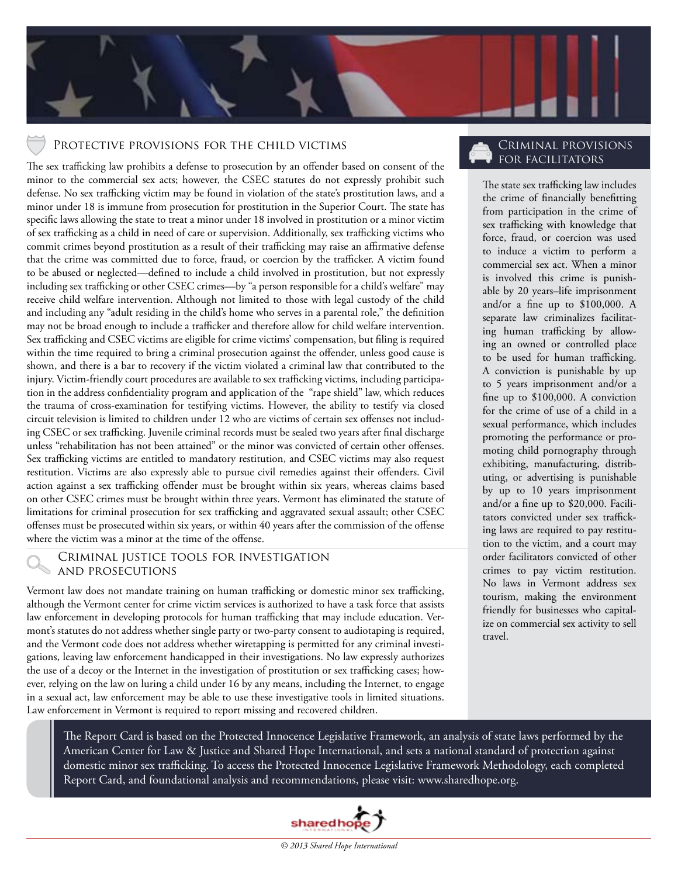## Protective provisions for the child victims

The sex trafficking law prohibits a defense to prosecution by an offender based on consent of the minor to the commercial sex acts; however, the CSEC statutes do not expressly prohibit such defense. No sex trafficking victim may be found in violation of the state's prostitution laws, and a minor under 18 is immune from prosecution for prostitution in the Superior Court. The state has specific laws allowing the state to treat a minor under 18 involved in prostitution or a minor victim of sex trafficking as a child in need of care or supervision. Additionally, sex trafficking victims who commit crimes beyond prostitution as a result of their trafficking may raise an affirmative defense that the crime was committed due to force, fraud, or coercion by the trafficker. A victim found to be abused or neglected—defined to include a child involved in prostitution, but not expressly including sex trafficking or other CSEC crimes—by "a person responsible for a child's welfare" may receive child welfare intervention. Although not limited to those with legal custody of the child and including any "adult residing in the child's home who serves in a parental role," the definition may not be broad enough to include a trafficker and therefore allow for child welfare intervention. Sex trafficking and CSEC victims are eligible for crime victims' compensation, but filing is required within the time required to bring a criminal prosecution against the offender, unless good cause is shown, and there is a bar to recovery if the victim violated a criminal law that contributed to the injury. Victim-friendly court procedures are available to sex trafficking victims, including participation in the address confidentiality program and application of the "rape shield" law, which reduces the trauma of cross-examination for testifying victims. However, the ability to testify via closed circuit television is limited to children under 12 who are victims of certain sex offenses not including CSEC or sex trafficking. Juvenile criminal records must be sealed two years after final discharge unless "rehabilitation has not been attained" or the minor was convicted of certain other offenses. Sex trafficking victims are entitled to mandatory restitution, and CSEC victims may also request restitution. Victims are also expressly able to pursue civil remedies against their offenders. Civil action against a sex trafficking offender must be brought within six years, whereas claims based on other CSEC crimes must be brought within three years. Vermont has eliminated the statute of limitations for criminal prosecution for sex trafficking and aggravated sexual assault; other CSEC offenses must be prosecuted within six years, or within 40 years after the commission of the offense where the victim was a minor at the time of the offense.

## Criminal justice tools for investigation and prosecutions

Vermont law does not mandate training on human trafficking or domestic minor sex trafficking, although the Vermont center for crime victim services is authorized to have a task force that assists law enforcement in developing protocols for human trafficking that may include education. Vermont's statutes do not address whether single party or two-party consent to audiotaping is required, and the Vermont code does not address whether wiretapping is permitted for any criminal investigations, leaving law enforcement handicapped in their investigations. No law expressly authorizes the use of a decoy or the Internet in the investigation of prostitution or sex trafficking cases; however, relying on the law on luring a child under 16 by any means, including the Internet, to engage in a sexual act, law enforcement may be able to use these investigative tools in limited situations. Law enforcement in Vermont is required to report missing and recovered children.

## Criminal provisions for facilitators

The state sex trafficking law includes the crime of financially benefitting from participation in the crime of sex trafficking with knowledge that force, fraud, or coercion was used to induce a victim to perform a commercial sex act. When a minor is involved this crime is punishable by 20 years–life imprisonment and/or a fine up to $100,000. A separate law criminalizes facilitating human trafficking by allowing an owned or controlled place to be used for human trafficking. A conviction is punishable by up to 5 years imprisonment and/or a fine up to $100,000. A conviction for the crime of use of a child in a sexual performance, which includes promoting the performance or promoting child pornography through exhibiting, manufacturing, distributing, or advertising is punishable by up to 10 years imprisonment and/or a fine up to $20,000. Facilitators convicted under sex trafficking laws are required to pay restitution to the victim, and a court may order facilitators convicted of other crimes to pay victim restitution. No laws in Vermont address sex tourism, making the environment friendly for businesses who capitalize on commercial sex activity to sell travel.

The Report Card is based on the Protected Innocence Legislative Framework, an analysis of state laws performed by the American Center for Law & Justice and Shared Hope International, and sets a national standard of protection against domestic minor sex trafficking. To access the Protected Innocence Legislative Framework Methodology, each completed Report Card, and foundational analysis and recommendations, please visit: www.sharedhope.org.

*© 2013 Shared Hope International*